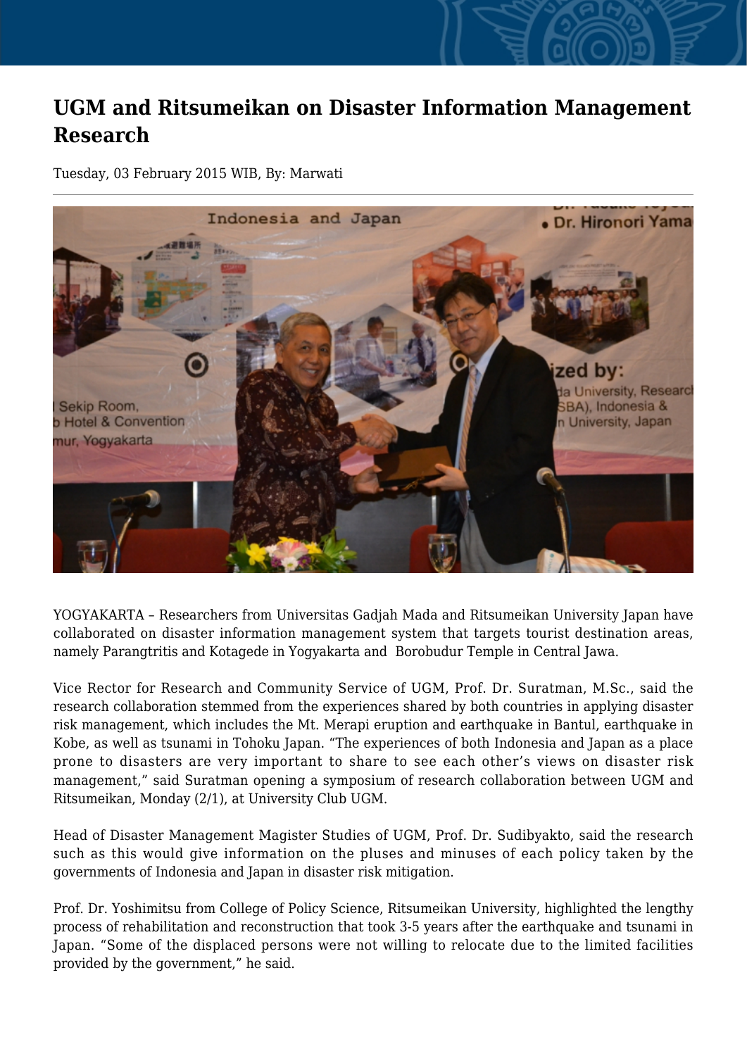# UGM and Ritsumeikan on Disaster Information Management Research

Tuesday, 03 February 2015 WIB, By: Marwati

YOGYAKARTA – Researchers from Universitas Gadjah Mada and Ritsumeikan University Japan have collaborated on disaster information management system that targets tourist destination areas, namely Parangtritis and Kotagede in Yogyakarta and Borobudur Temple in Central Jawa.

Vice Rector for Research and Community Service of UGM, Prof. Dr. Suratman, M.Sc., said the research collaboration stemmed from the experiences shared by both countries in applying disaster risk management, which includes the Mt. Merapi eruption and earthquake in Bantul, earthquake in Kobe, as well as tsunami in Tohoku Japan. "The experiences of both Indonesia and Japan as a place prone to disasters are very important to share to see each other's views on disaster risk management," said Suratman opening a symposium of research collaboration between UGM and Ritsumeikan, Monday (2/1), at University Club UGM.

Head of Disaster Management Magister Studies of UGM, Prof. Dr. Sudibyakto, said the research such as this would give information on the pluses and minuses of each policy taken by the governments of Indonesia and Japan in disaster risk mitigation.

Prof. Dr. Yoshimitsu from College of Policy Science, Ritsumeikan University, highlighted the lengthy process of rehabilitation and reconstruction that took 3-5 years after the earthquake and tsunami in Japan. "Some of the displaced persons were not willing to relocate due to the limited facilities provided by the government," he said.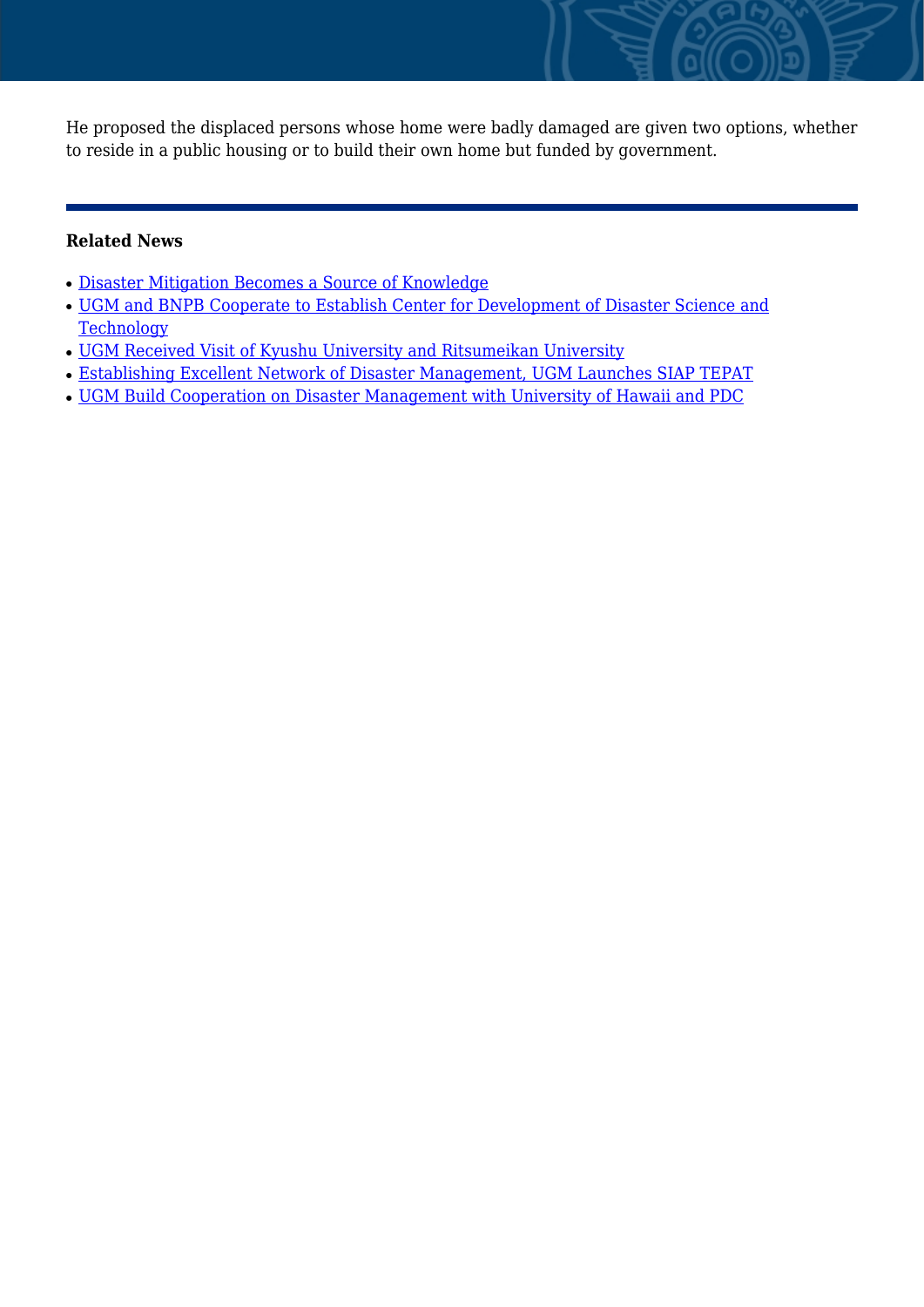He proposed the displaced persons whose home were badly damaged are given two options, whether to reside in a public housing or to build their own home but funded by government.

---

**Related News**

- Disaster Mitigation Becomes a Source of Knowledge
- UGM and BNPB Cooperate to Establish Center for Development of Disaster Science and Technology
- UGM Received Visit of Kyushu University and Ritsumeikan University
- Establishing Excellent Network of Disaster Management, UGM Launches SIAP TEPAT
- UGM Build Cooperation on Disaster Management with University of Hawaii and PDC